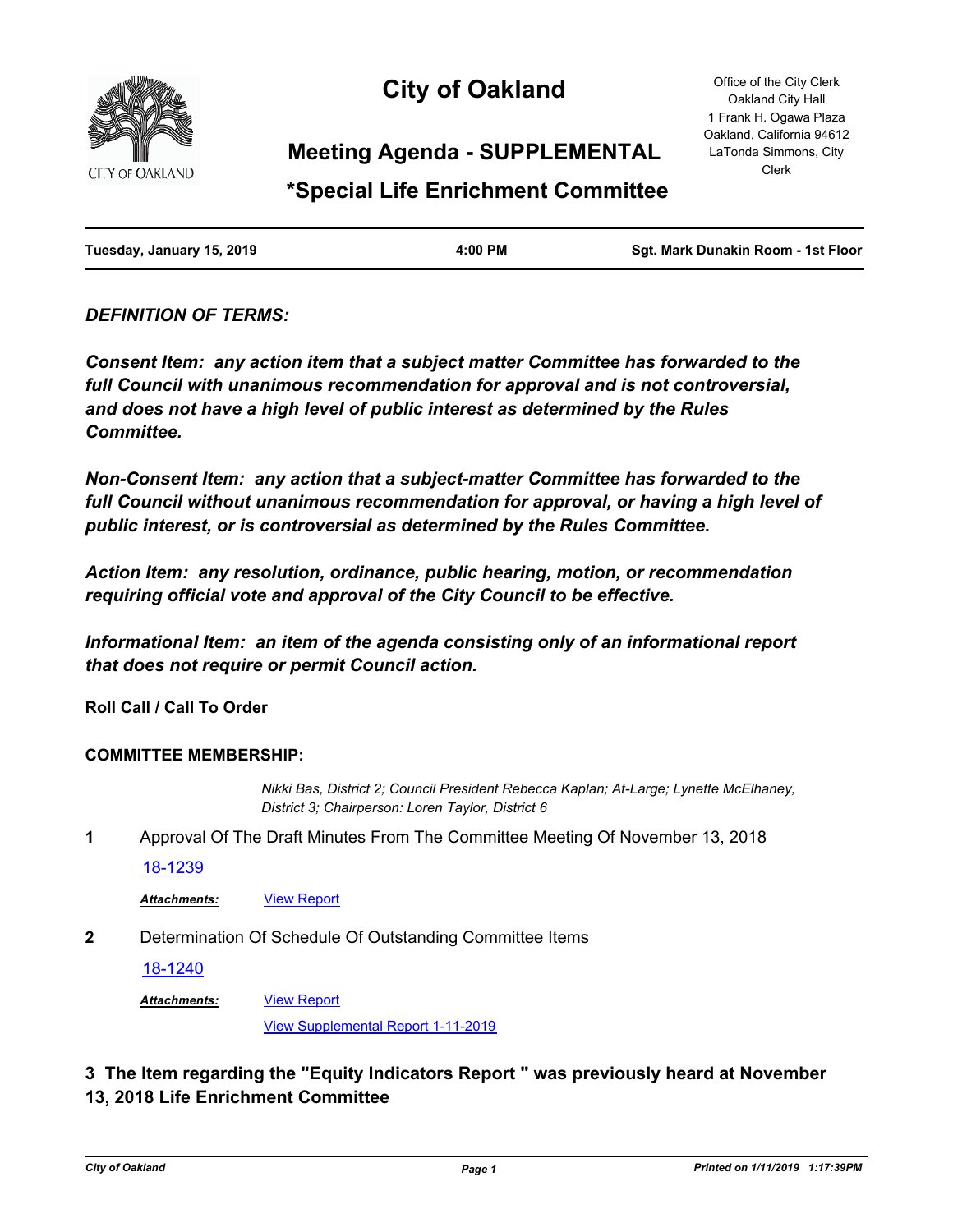# City of Oakland

Office of the City Clerk
Oakland City Hall
1 Frank H. Ogawa Plaza
Oakland, California 94612
LaTonda Simmons, City Clerk

## Meeting Agenda - SUPPLEMENTAL

## *Special Life Enrichment Committee

| Tuesday, January 15, 2019 | 4:00 PM | Sgt. Mark Dunakin Room - 1st Floor |
|---|---|---|

***DEFINITION OF TERMS:***

***Consent Item: any action item that a subject matter Committee has forwarded to the full Council with unanimous recommendation for approval and is not controversial, and does not have a high level of public interest as determined by the Rules Committee.***

***Non-Consent Item: any action that a subject-matter Committee has forwarded to the full Council without unanimous recommendation for approval, or having a high level of public interest, or is controversial as determined by the Rules Committee.***

***Action Item: any resolution, ordinance, public hearing, motion, or recommendation requiring official vote and approval of the City Council to be effective.***

***Informational Item: an item of the agenda consisting only of an informational report that does not require or permit Council action.***

**Roll Call / Call To Order**

**COMMITTEE MEMBERSHIP:**

*Nikki Bas, District 2; Council President Rebecca Kaplan; At-Large; Lynette McElhaney, District 3; Chairperson: Loren Taylor, District 6*

**1** Approval Of The Draft Minutes From The Committee Meeting Of November 13, 2018

18-1239

***Attachments:*** View Report

**2** Determination Of Schedule Of Outstanding Committee Items

18-1240

***Attachments:*** View Report

View Supplemental Report 1-11-2019

**3 The Item regarding the "Equity Indicators Report " was previously heard at November 13, 2018 Life Enrichment Committee**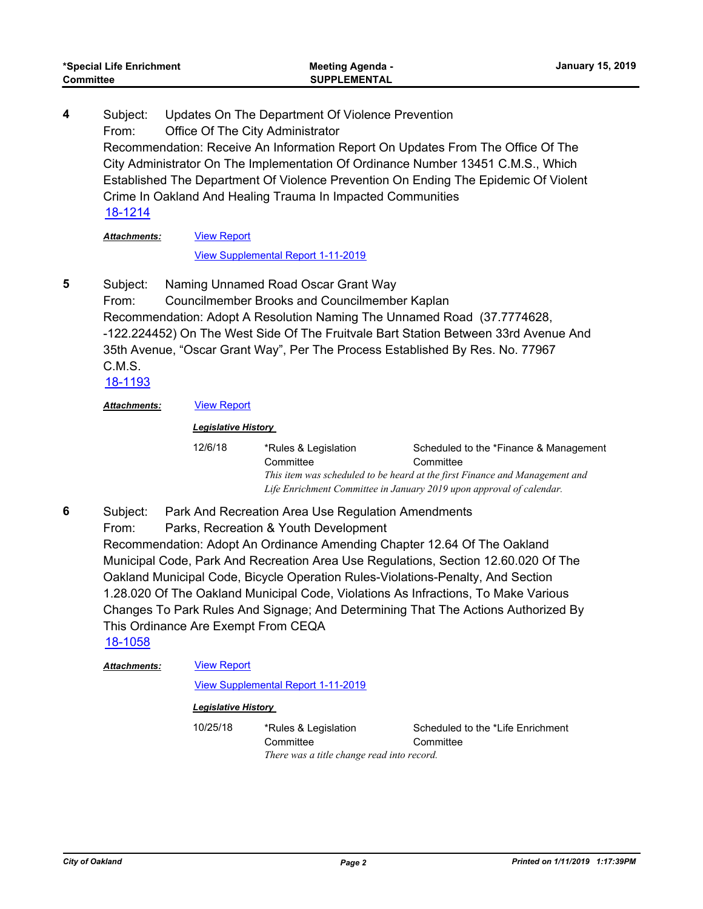**4** Subject: Updates On The Department Of Violence Prevention
From: Office Of The City Administrator
Recommendation: Receive An Information Report On Updates From The Office Of The City Administrator On The Implementation Of Ordinance Number 13451 C.M.S., Which Established The Department Of Violence Prevention On Ending The Epidemic Of Violent Crime In Oakland And Healing Trauma In Impacted Communities
18-1214

***Attachments:*** View Report
View Supplemental Report 1-11-2019

**5** Subject: Naming Unnamed Road Oscar Grant Way
From: Councilmember Brooks and Councilmember Kaplan
Recommendation: Adopt A Resolution Naming The Unnamed Road (37.7774628, -122.224452) On The West Side Of The Fruitvale Bart Station Between 33rd Avenue And 35th Avenue, "Oscar Grant Way", Per The Process Established By Res. No. 77967 C.M.S.
18-1193

***Attachments:*** View Report

***Legislative History***

| | | |
|---|---|---|
| 12/6/18 | *Rules & Legislation Committee | Scheduled to the *Finance & Management Committee |

*This item was scheduled to be heard at the first Finance and Management and Life Enrichment Committee in January 2019 upon approval of calendar.*

**6** Subject: Park And Recreation Area Use Regulation Amendments
From: Parks, Recreation & Youth Development
Recommendation: Adopt An Ordinance Amending Chapter 12.64 Of The Oakland Municipal Code, Park And Recreation Area Use Regulations, Section 12.60.020 Of The Oakland Municipal Code, Bicycle Operation Rules-Violations-Penalty, And Section 1.28.020 Of The Oakland Municipal Code, Violations As Infractions, To Make Various Changes To Park Rules And Signage; And Determining That The Actions Authorized By This Ordinance Are Exempt From CEQA
18-1058

***Attachments:*** View Report
View Supplemental Report 1-11-2019

***Legislative History***

| | | |
|---|---|---|
| 10/25/18 | *Rules & Legislation Committee | Scheduled to the *Life Enrichment Committee |

*There was a title change read into record.*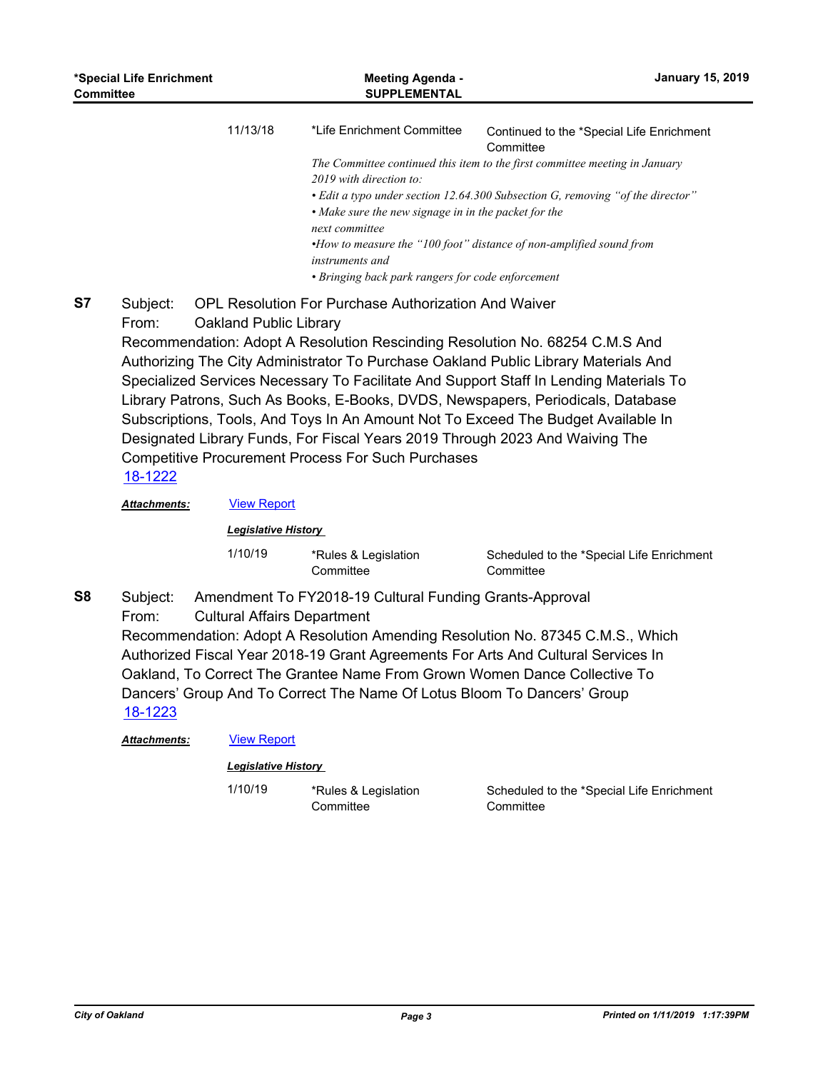| | | |
|---|---|---|
| 11/13/18 | *Life Enrichment Committee | Continued to the *Special Life Enrichment Committee |

*The Committee continued this item to the first committee meeting in January 2019 with direction to:*
*• Edit a typo under section 12.64.300 Subsection G, removing "of the director"*
*• Make sure the new signage in in the packet for the next committee*
*•How to measure the "100 foot" distance of non-amplified sound from instruments and*
*• Bringing back park rangers for code enforcement*

**S7** Subject: OPL Resolution For Purchase Authorization And Waiver
From: Oakland Public Library
Recommendation: Adopt A Resolution Rescinding Resolution No. 68254 C.M.S And Authorizing The City Administrator To Purchase Oakland Public Library Materials And Specialized Services Necessary To Facilitate And Support Staff In Lending Materials To Library Patrons, Such As Books, E-Books, DVDS, Newspapers, Periodicals, Database Subscriptions, Tools, And Toys In An Amount Not To Exceed The Budget Available In Designated Library Funds, For Fiscal Years 2019 Through 2023 And Waiving The Competitive Procurement Process For Such Purchases
18-1222

***Attachments:*** View Report

***Legislative History***

| | | |
|---|---|---|
| 1/10/19 | *Rules & Legislation Committee | Scheduled to the *Special Life Enrichment Committee |

**S8** Subject: Amendment To FY2018-19 Cultural Funding Grants-Approval
From: Cultural Affairs Department
Recommendation: Adopt A Resolution Amending Resolution No. 87345 C.M.S., Which Authorized Fiscal Year 2018-19 Grant Agreements For Arts And Cultural Services In Oakland, To Correct The Grantee Name From Grown Women Dance Collective To Dancers' Group And To Correct The Name Of Lotus Bloom To Dancers' Group
18-1223

***Attachments:*** View Report

***Legislative History***

| | | |
|---|---|---|
| 1/10/19 | *Rules & Legislation Committee | Scheduled to the *Special Life Enrichment Committee |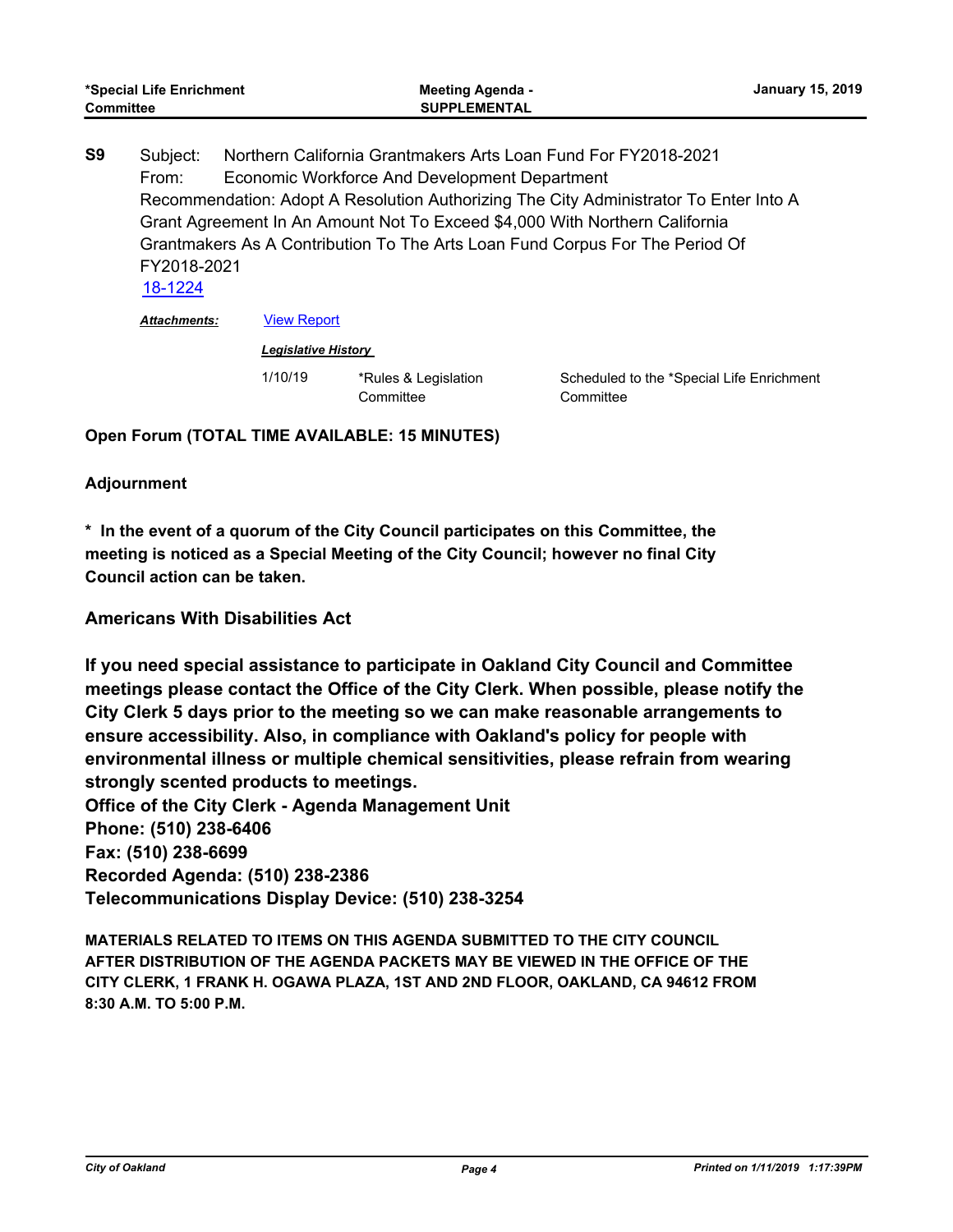**S9** Subject: Northern California Grantmakers Arts Loan Fund For FY2018-2021
From: Economic Workforce And Development Department
Recommendation: Adopt A Resolution Authorizing The City Administrator To Enter Into A Grant Agreement In An Amount Not To Exceed $4,000 With Northern California Grantmakers As A Contribution To The Arts Loan Fund Corpus For The Period Of FY2018-2021

18-1224

***Attachments:*** View Report

***Legislative History***

| | | |
|---|---|---|
| 1/10/19 | *Rules & Legislation Committee | Scheduled to the *Special Life Enrichment Committee |

**Open Forum (TOTAL TIME AVAILABLE: 15 MINUTES)**

**Adjournment**

**\* In the event of a quorum of the City Council participates on this Committee, the meeting is noticed as a Special Meeting of the City Council; however no final City Council action can be taken.**

## Americans With Disabilities Act

**If you need special assistance to participate in Oakland City Council and Committee meetings please contact the Office of the City Clerk. When possible, please notify the City Clerk 5 days prior to the meeting so we can make reasonable arrangements to ensure accessibility. Also, in compliance with Oakland's policy for people with environmental illness or multiple chemical sensitivities, please refrain from wearing strongly scented products to meetings.**
**Office of the City Clerk - Agenda Management Unit**
**Phone: (510) 238-6406**
**Fax: (510) 238-6699**
**Recorded Agenda: (510) 238-2386**
**Telecommunications Display Device: (510) 238-3254**

**MATERIALS RELATED TO ITEMS ON THIS AGENDA SUBMITTED TO THE CITY COUNCIL AFTER DISTRIBUTION OF THE AGENDA PACKETS MAY BE VIEWED IN THE OFFICE OF THE CITY CLERK, 1 FRANK H. OGAWA PLAZA, 1ST AND 2ND FLOOR, OAKLAND, CA 94612 FROM 8:30 A.M. TO 5:00 P.M.**